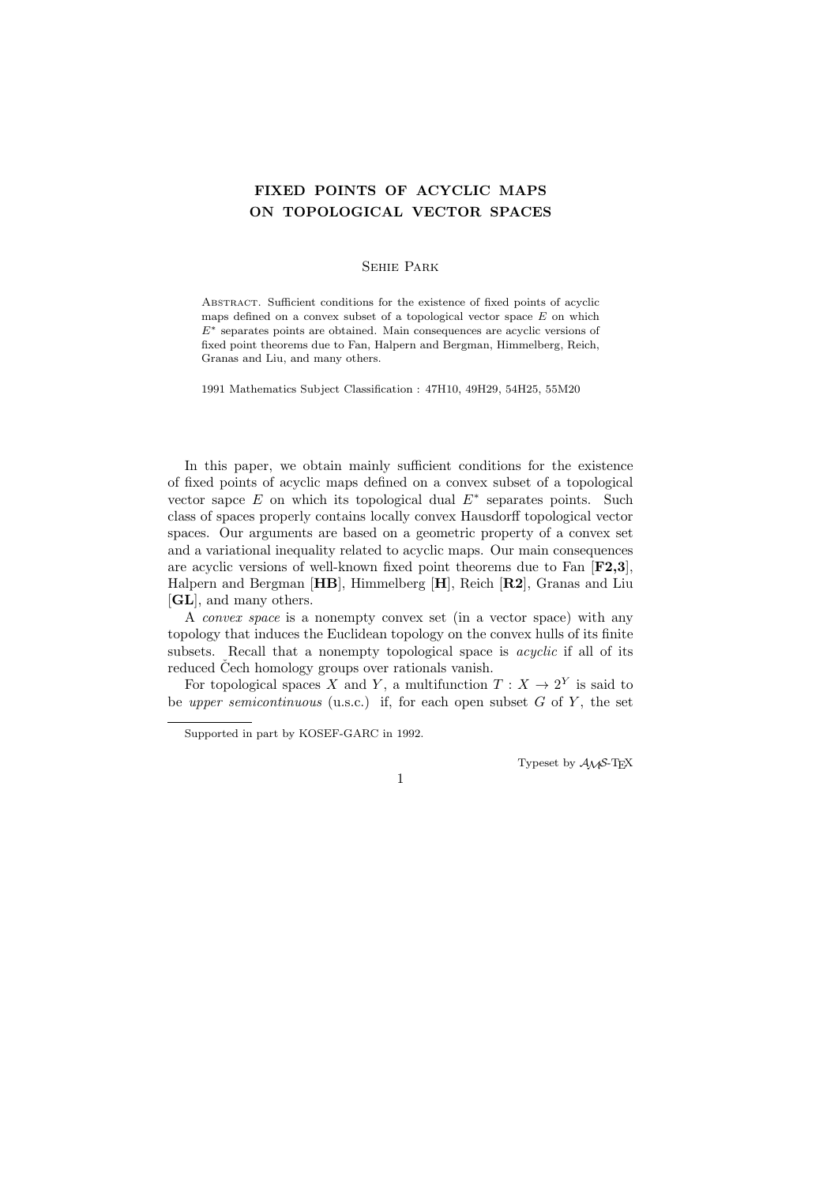# FIXED POINTS OF ACYCLIC MAPS ON TOPOLOGICAL VECTOR SPACES

Sehie Park

Abstract. Sufficient conditions for the existence of fixed points of acyclic maps defined on a convex subset of a topological vector space $E$ on which $E^*$ separates points are obtained. Main consequences are acyclic versions of fixed point theorems due to Fan, Halpern and Bergman, Himmelberg, Reich, Granas and Liu, and many others.

1991 Mathematics Subject Classification : 47H10, 49H29, 54H25, 55M20

In this paper, we obtain mainly sufficient conditions for the existence of fixed points of acyclic maps defined on a convex subset of a topological vector sapce $E$ on which its topological dual $E^*$ separates points. Such class of spaces properly contains locally convex Hausdorff topological vector spaces. Our arguments are based on a geometric property of a convex set and a variational inequality related to acyclic maps. Our main consequences are acyclic versions of well-known fixed point theorems due to Fan [**F2,3**], Halpern and Bergman [**HB**], Himmelberg [**H**], Reich [**R2**], Granas and Liu [**GL**], and many others.

A *convex space* is a nonempty convex set (in a vector space) with any topology that induces the Euclidean topology on the convex hulls of its finite subsets. Recall that a nonempty topological space is *acyclic* if all of its reduced Čech homology groups over rationals vanish.

For topological spaces $X$ and $Y$, a multifunction $T : X \to 2^Y$ is said to be *upper semicontinuous* (u.s.c.) if, for each open subset $G$ of $Y$, the set

Supported in part by KOSEF-GARC in 1992.

Typeset by $\mathcal{A}\mathcal{M}\mathcal{S}$-TEX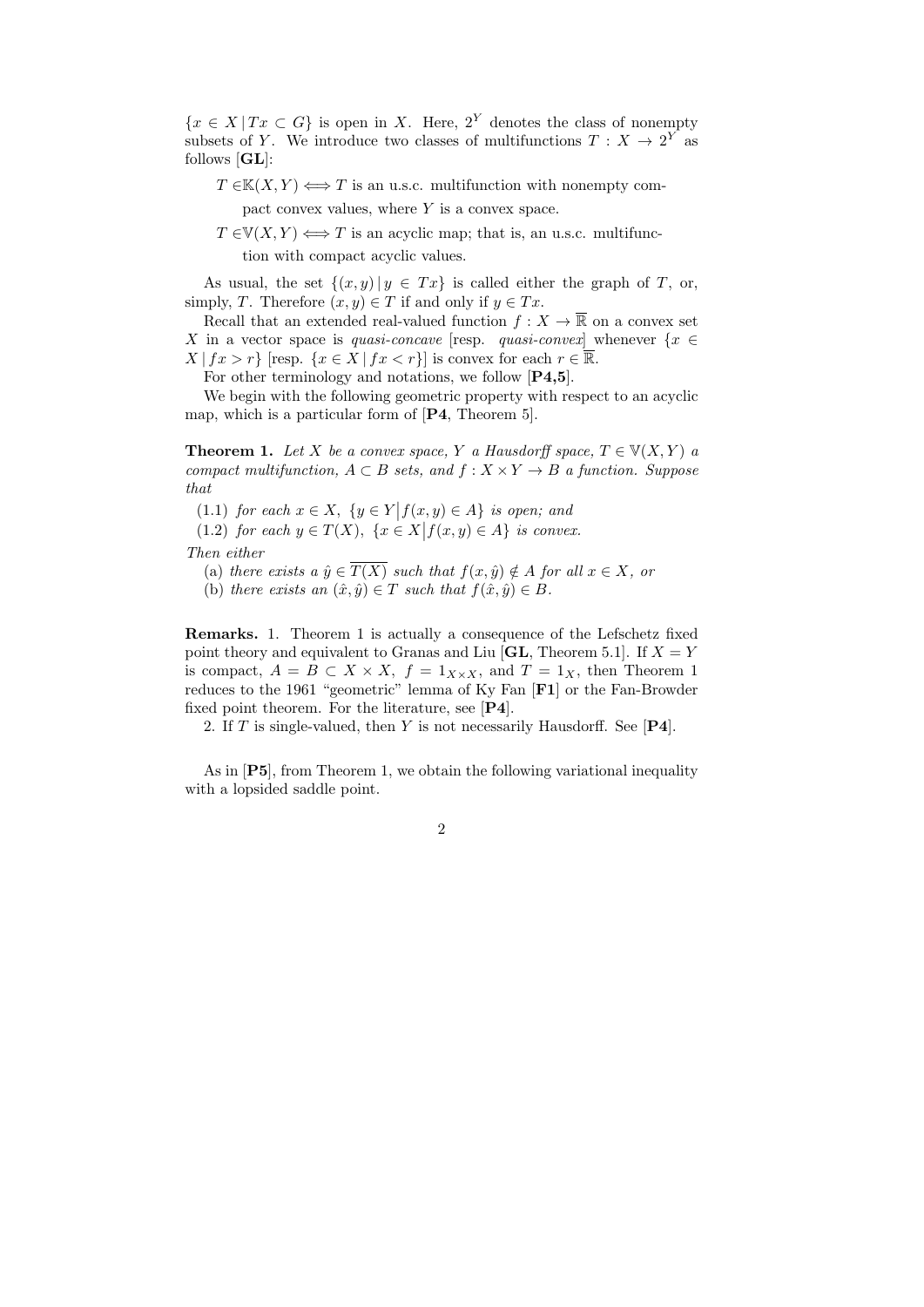$\{x \in X \,|\, Tx \subset G\}$ is open in $X$. Here, $2^Y$ denotes the class of nonempty subsets of $Y$. We introduce two classes of multifunctions $T : X \to 2^Y$ as follows [**GL**]:

$T \in \mathbb{K}(X,Y) \Longleftrightarrow T$ is an u.s.c. multifunction with nonempty compact convex values, where $Y$ is a convex space.

$T \in \mathbb{V}(X,Y) \Longleftrightarrow T$ is an acyclic map; that is, an u.s.c. multifunction with compact acyclic values.

As usual, the set $\{(x,y) \,|\, y \in Tx\}$ is called either the graph of $T$, or, simply, $T$. Therefore $(x,y) \in T$ if and only if $y \in Tx$.

Recall that an extended real-valued function $f : X \to \overline{\mathbb{R}}$ on a convex set $X$ in a vector space is *quasi-concave* [resp. *quasi-convex*] whenever $\{x \in X \,|\, fx > r\}$ [resp. $\{x \in X \,|\, fx < r\}$] is convex for each $r \in \overline{\mathbb{R}}$.

For other terminology and notations, we follow [**P4,5**].

We begin with the following geometric property with respect to an acyclic map, which is a particular form of [**P4**, Theorem 5].

**Theorem 1.** *Let $X$ be a convex space, $Y$ a Hausdorff space, $T \in \mathbb{V}(X,Y)$ a compact multifunction, $A \subset B$ sets, and $f : X \times Y \to B$ a function. Suppose that*

(1.1) *for each $x \in X$, $\{y \in Y \big| f(x,y) \in A\}$ is open; and*

(1.2) *for each $y \in T(X)$, $\{x \in X \big| f(x,y) \in A\}$ is convex.*

*Then either*

(a) *there exists a $\hat{y} \in \overline{T(X)}$ such that $f(x,\hat{y}) \notin A$ for all $x \in X$, or*

(b) *there exists an $(\hat{x},\hat{y}) \in T$ such that $f(\hat{x},\hat{y}) \in B$.*

**Remarks.** 1. Theorem 1 is actually a consequence of the Lefschetz fixed point theory and equivalent to Granas and Liu [**GL**, Theorem 5.1]. If $X = Y$ is compact, $A = B \subset X \times X$, $f = 1_{X \times X}$, and $T = 1_X$, then Theorem 1 reduces to the 1961 "geometric" lemma of Ky Fan [**F1**] or the Fan-Browder fixed point theorem. For the literature, see [**P4**].

2. If $T$ is single-valued, then $Y$ is not necessarily Hausdorff. See [**P4**].

As in [**P5**], from Theorem 1, we obtain the following variational inequality with a lopsided saddle point.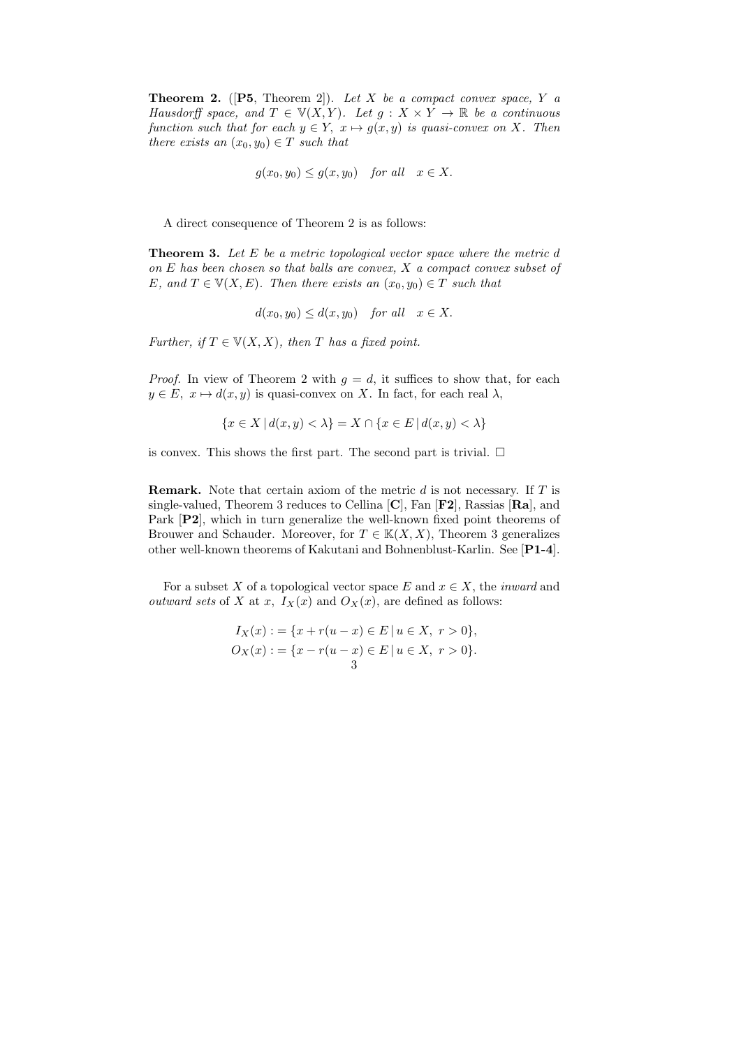**Theorem 2.** ([**P5**, Theorem 2]). *Let $X$ be a compact convex space, $Y$ a Hausdorff space, and $T \in \mathbb{V}(X,Y)$. Let $g : X \times Y \to \mathbb{R}$ be a continuous function such that for each $y \in Y$, $x \mapsto g(x,y)$ is quasi-convex on $X$. Then there exists an $(x_0, y_0) \in T$ such that*

$$g(x_0, y_0) \le g(x, y_0) \quad \textit{for all} \quad x \in X.$$

A direct consequence of Theorem 2 is as follows:

**Theorem 3.** *Let $E$ be a metric topological vector space where the metric $d$ on $E$ has been chosen so that balls are convex, $X$ a compact convex subset of $E$, and $T \in \mathbb{V}(X,E)$. Then there exists an $(x_0, y_0) \in T$ such that*

$$d(x_0, y_0) \le d(x, y_0) \quad \textit{for all} \quad x \in X.$$

*Further, if $T \in \mathbb{V}(X,X)$, then $T$ has a fixed point.*

*Proof.* In view of Theorem 2 with $g = d$, it suffices to show that, for each $y \in E$, $x \mapsto d(x,y)$ is quasi-convex on $X$. In fact, for each real $\lambda$,

$$\{x \in X \,|\, d(x,y) < \lambda\} = X \cap \{x \in E \,|\, d(x,y) < \lambda\}$$

is convex. This shows the first part. The second part is trivial. □

**Remark.** Note that certain axiom of the metric $d$ is not necessary. If $T$ is single-valued, Theorem 3 reduces to Cellina [**C**], Fan [**F2**], Rassias [**Ra**], and Park [**P2**], which in turn generalize the well-known fixed point theorems of Brouwer and Schauder. Moreover, for $T \in \mathbb{K}(X,X)$, Theorem 3 generalizes other well-known theorems of Kakutani and Bohnenblust-Karlin. See [**P1-4**].

For a subset $X$ of a topological vector space $E$ and $x \in X$, the *inward* and *outward sets* of $X$ at $x$, $I_X(x)$ and $O_X(x)$, are defined as follows:

$$I_X(x) := \{x + r(u - x) \in E \,|\, u \in X,\ r > 0\},$$
$$O_X(x) := \{x - r(u - x) \in E \,|\, u \in X,\ r > 0\}.$$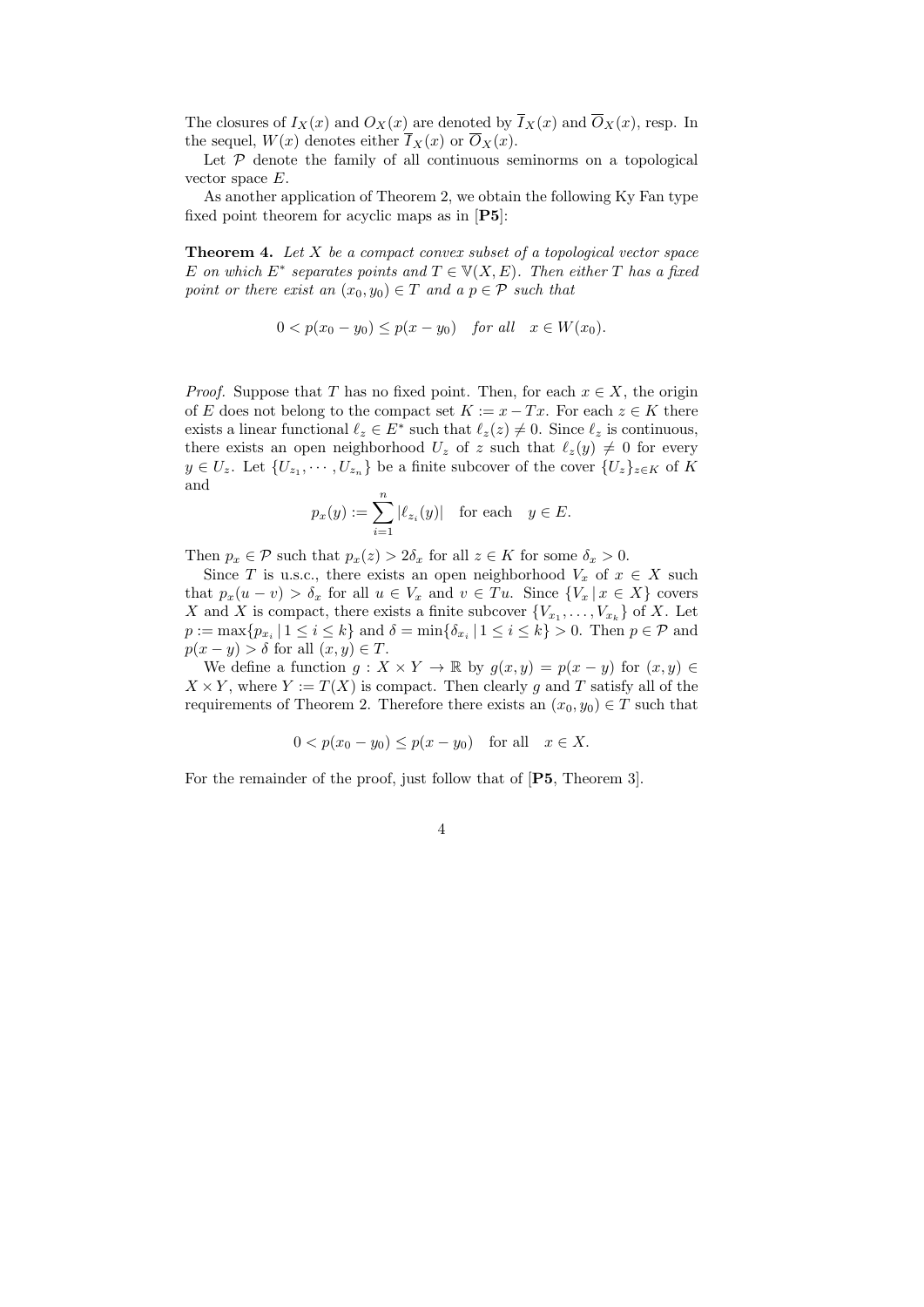The closures of $I_X(x)$ and $O_X(x)$ are denoted by $\overline{I}_X(x)$ and $\overline{O}_X(x)$, resp. In the sequel, $W(x)$ denotes either $\overline{I}_X(x)$ or $\overline{O}_X(x)$.

Let $\mathcal{P}$ denote the family of all continuous seminorms on a topological vector space $E$.

As another application of Theorem 2, we obtain the following Ky Fan type fixed point theorem for acyclic maps as in [**P5**]:

**Theorem 4.** *Let $X$ be a compact convex subset of a topological vector space $E$ on which $E^*$ separates points and $T \in \mathbb{V}(X, E)$. Then either $T$ has a fixed point or there exist an $(x_0, y_0) \in T$ and a $p \in \mathcal{P}$ such that*

$$0 < p(x_0 - y_0) \leq p(x - y_0) \quad \textit{for all} \quad x \in W(x_0).$$

*Proof.* Suppose that $T$ has no fixed point. Then, for each $x \in X$, the origin of $E$ does not belong to the compact set $K := x - Tx$. For each $z \in K$ there exists a linear functional $\ell_z \in E^*$ such that $\ell_z(z) \neq 0$. Since $\ell_z$ is continuous, there exists an open neighborhood $U_z$ of $z$ such that $\ell_z(y) \neq 0$ for every $y \in U_z$. Let $\{U_{z_1}, \cdots, U_{z_n}\}$ be a finite subcover of the cover $\{U_z\}_{z \in K}$ of $K$ and

$$p_x(y) := \sum_{i=1}^{n} |\ell_{z_i}(y)| \quad \text{for each} \quad y \in E.$$

Then $p_x \in \mathcal{P}$ such that $p_x(z) > 2\delta_x$ for all $z \in K$ for some $\delta_x > 0$.

Since $T$ is u.s.c., there exists an open neighborhood $V_x$ of $x \in X$ such that $p_x(u - v) > \delta_x$ for all $u \in V_x$ and $v \in Tu$. Since $\{V_x \mid x \in X\}$ covers $X$ and $X$ is compact, there exists a finite subcover $\{V_{x_1}, \ldots, V_{x_k}\}$ of $X$. Let $p := \max\{p_{x_i} \mid 1 \leq i \leq k\}$ and $\delta = \min\{\delta_{x_i} \mid 1 \leq i \leq k\} > 0$. Then $p \in \mathcal{P}$ and $p(x - y) > \delta$ for all $(x, y) \in T$.

We define a function $g : X \times Y \to \mathbb{R}$ by $g(x, y) = p(x - y)$ for $(x, y) \in X \times Y$, where $Y := T(X)$ is compact. Then clearly $g$ and $T$ satisfy all of the requirements of Theorem 2. Therefore there exists an $(x_0, y_0) \in T$ such that

$$0 < p(x_0 - y_0) \leq p(x - y_0) \quad \text{for all} \quad x \in X.$$

For the remainder of the proof, just follow that of [**P5**, Theorem 3].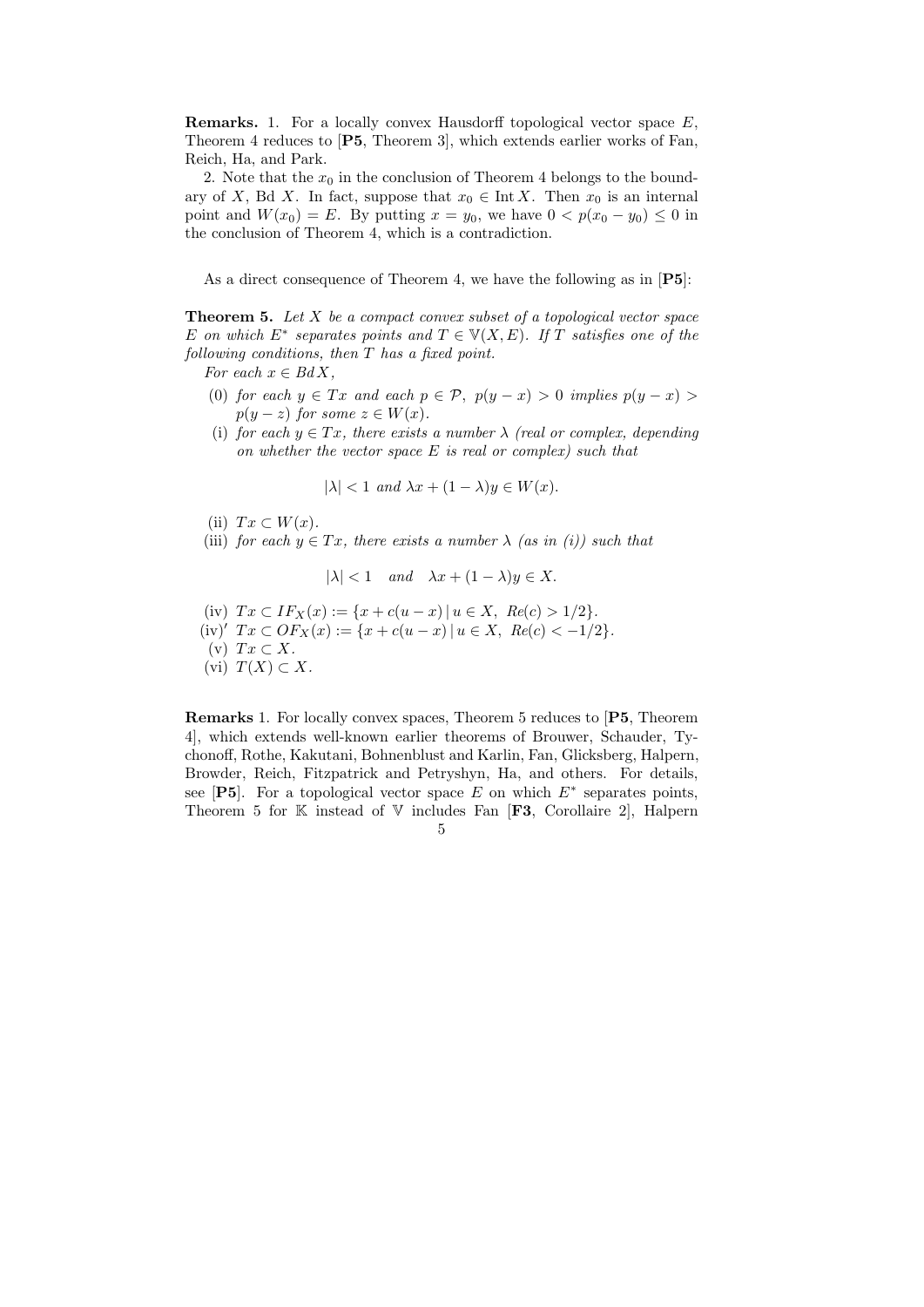**Remarks.** 1. For a locally convex Hausdorff topological vector space $E$, Theorem 4 reduces to [**P5**, Theorem 3], which extends earlier works of Fan, Reich, Ha, and Park.

2. Note that the $x_0$ in the conclusion of Theorem 4 belongs to the boundary of $X$, Bd $X$. In fact, suppose that $x_0 \in \operatorname{Int} X$. Then $x_0$ is an internal point and $W(x_0) = E$. By putting $x = y_0$, we have $0 < p(x_0 - y_0) \leq 0$ in the conclusion of Theorem 4, which is a contradiction.

As a direct consequence of Theorem 4, we have the following as in [**P5**]:

**Theorem 5.** *Let $X$ be a compact convex subset of a topological vector space $E$ on which $E^*$ separates points and $T \in \mathbb{V}(X, E)$. If $T$ satisfies one of the following conditions, then $T$ has a fixed point.*

*For each $x \in Bd\, X$,*

(0) *for each $y \in Tx$ and each $p \in \mathcal{P}$, $p(y - x) > 0$ implies $p(y - x) > p(y - z)$ for some $z \in W(x)$.*

(i) *for each $y \in Tx$, there exists a number $\lambda$ (real or complex, depending on whether the vector space $E$ is real or complex) such that*

$$|\lambda| < 1 \text{ and } \lambda x + (1 - \lambda)y \in W(x).$$

(ii) *$Tx \subset W(x)$.*

(iii) *for each $y \in Tx$, there exists a number $\lambda$ (as in (i)) such that*

$$|\lambda| < 1 \quad \text{and} \quad \lambda x + (1 - \lambda)y \in X.$$

(iv) *$Tx \subset IF_X(x) := \{x + c(u - x) \mid u \in X,\ Re(c) > 1/2\}$.*

(iv)′ *$Tx \subset OF_X(x) := \{x + c(u - x) \mid u \in X,\ Re(c) < -1/2\}$.*

(v) *$Tx \subset X$.*

(vi) *$T(X) \subset X$.*

**Remarks** 1. For locally convex spaces, Theorem 5 reduces to [**P5**, Theorem 4], which extends well-known earlier theorems of Brouwer, Schauder, Tychonoff, Rothe, Kakutani, Bohnenblust and Karlin, Fan, Glicksberg, Halpern, Browder, Reich, Fitzpatrick and Petryshyn, Ha, and others. For details, see [**P5**]. For a topological vector space $E$ on which $E^*$ separates points, Theorem 5 for $\mathbb{K}$ instead of $\mathbb{V}$ includes Fan [**F3**, Corollaire 2], Halpern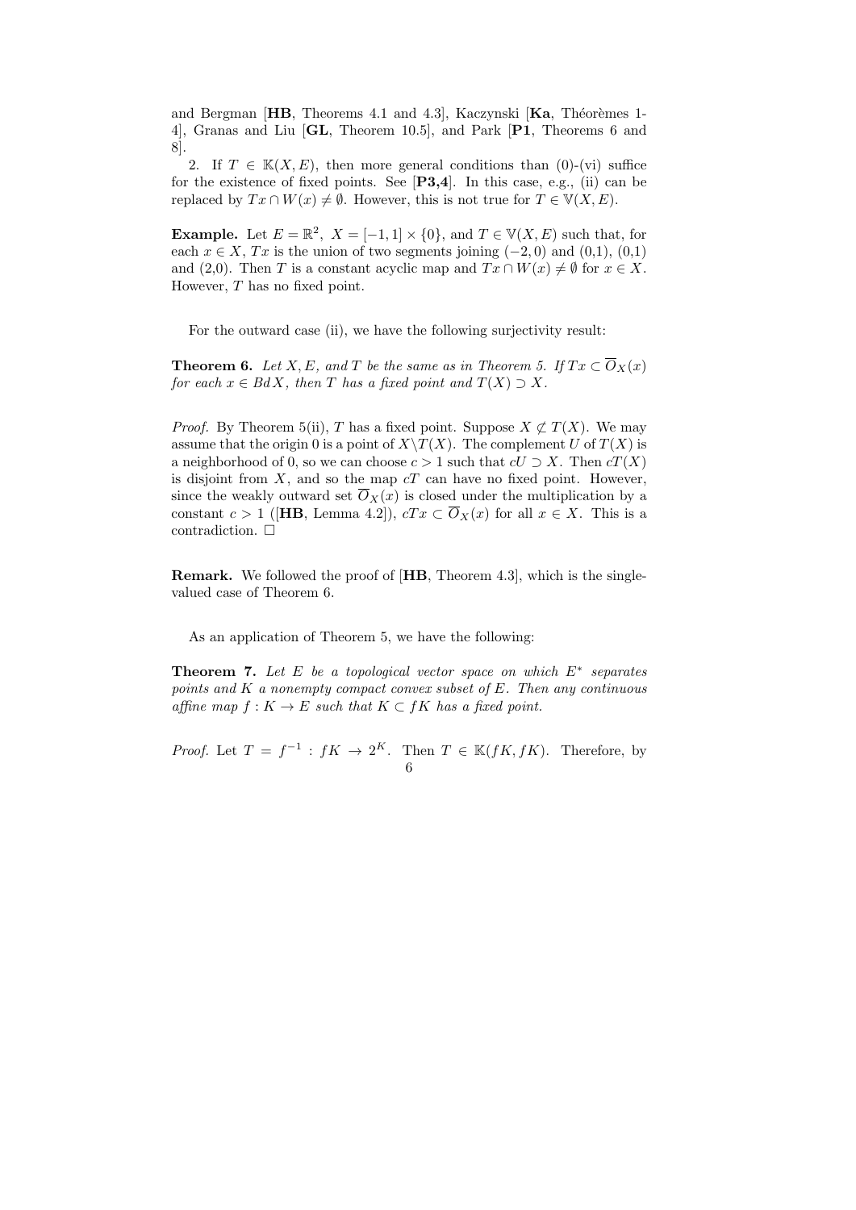and Bergman [**HB**, Theorems 4.1 and 4.3], Kaczynski [**Ka**, Théorèmes 1-4], Granas and Liu [**GL**, Theorem 10.5], and Park [**P1**, Theorems 6 and 8].

2. If $T \in \mathbb{K}(X, E)$, then more general conditions than (0)-(vi) suffice for the existence of fixed points. See [**P3,4**]. In this case, e.g., (ii) can be replaced by $Tx \cap W(x) \neq \emptyset$. However, this is not true for $T \in \mathbb{V}(X, E)$.

**Example.** Let $E = \mathbb{R}^2$, $X = [-1, 1] \times \{0\}$, and $T \in \mathbb{V}(X, E)$ such that, for each $x \in X$, $Tx$ is the union of two segments joining $(-2, 0)$ and (0,1), (0,1) and (2,0). Then $T$ is a constant acyclic map and $Tx \cap W(x) \neq \emptyset$ for $x \in X$. However, $T$ has no fixed point.

For the outward case (ii), we have the following surjectivity result:

**Theorem 6.** *Let $X, E,$ and $T$ be the same as in Theorem 5. If $Tx \subset \overline{O}_X(x)$ for each $x \in Bd\,X$, then $T$ has a fixed point and $T(X) \supset X$.*

*Proof.* By Theorem 5(ii), $T$ has a fixed point. Suppose $X \not\subset T(X)$. We may assume that the origin 0 is a point of $X \backslash T(X)$. The complement $U$ of $T(X)$ is a neighborhood of 0, so we can choose $c > 1$ such that $cU \supset X$. Then $cT(X)$ is disjoint from $X$, and so the map $cT$ can have no fixed point. However, since the weakly outward set $\overline{O}_X(x)$ is closed under the multiplication by a constant $c > 1$ ([**HB**, Lemma 4.2]), $cTx \subset \overline{O}_X(x)$ for all $x \in X$. This is a contradiction. $\square$

**Remark.** We followed the proof of [**HB**, Theorem 4.3], which is the single-valued case of Theorem 6.

As an application of Theorem 5, we have the following:

**Theorem 7.** *Let $E$ be a topological vector space on which $E^*$ separates points and $K$ a nonempty compact convex subset of $E$. Then any continuous affine map $f : K \to E$ such that $K \subset fK$ has a fixed point.*

*Proof.* Let $T = f^{-1} : fK \to 2^K$. Then $T \in \mathbb{K}(fK, fK)$. Therefore, by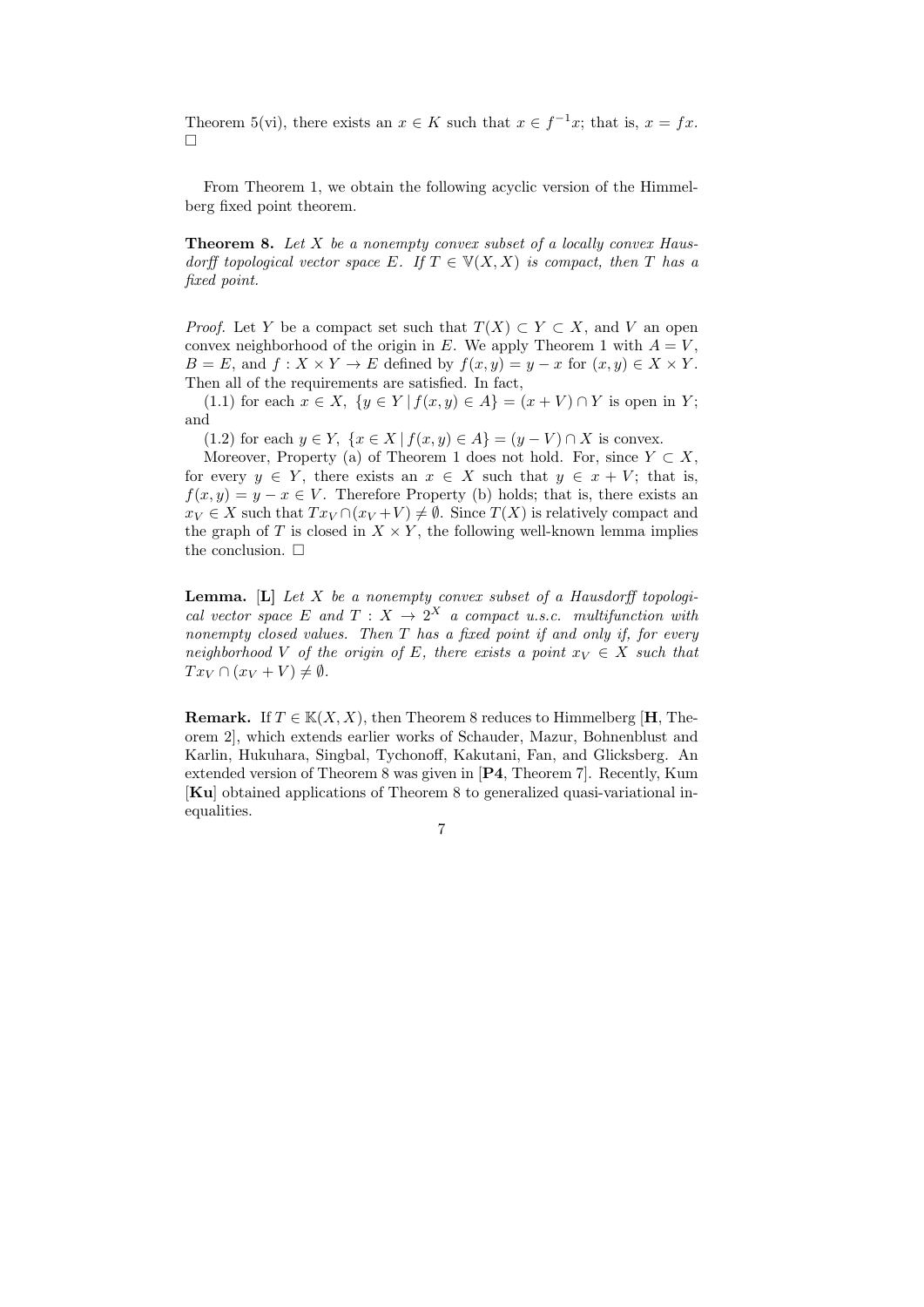Theorem 5(vi), there exists an $x \in K$ such that $x \in f^{-1}x$; that is, $x = fx$. $\square$

From Theorem 1, we obtain the following acyclic version of the Himmelberg fixed point theorem.

**Theorem 8.** *Let $X$ be a nonempty convex subset of a locally convex Hausdorff topological vector space $E$. If $T \in \mathbb{V}(X, X)$ is compact, then $T$ has a fixed point.*

*Proof.* Let $Y$ be a compact set such that $T(X) \subset Y \subset X$, and $V$ an open convex neighborhood of the origin in $E$. We apply Theorem 1 with $A = V$, $B = E$, and $f : X \times Y \to E$ defined by $f(x, y) = y - x$ for $(x, y) \in X \times Y$. Then all of the requirements are satisfied. In fact,

(1.1) for each $x \in X$, $\{y \in Y \mid f(x, y) \in A\} = (x + V) \cap Y$ is open in $Y$; and

(1.2) for each $y \in Y$, $\{x \in X \mid f(x, y) \in A\} = (y - V) \cap X$ is convex.

Moreover, Property (a) of Theorem 1 does not hold. For, since $Y \subset X$, for every $y \in Y$, there exists an $x \in X$ such that $y \in x + V$; that is, $f(x, y) = y - x \in V$. Therefore Property (b) holds; that is, there exists an $x_V \in X$ such that $Tx_V \cap (x_V + V) \neq \emptyset$. Since $T(X)$ is relatively compact and the graph of $T$ is closed in $X \times Y$, the following well-known lemma implies the conclusion. $\square$

**Lemma.** [**L**] *Let $X$ be a nonempty convex subset of a Hausdorff topological vector space $E$ and $T : X \to 2^X$ a compact u.s.c. multifunction with nonempty closed values. Then $T$ has a fixed point if and only if, for every neighborhood $V$ of the origin of $E$, there exists a point $x_V \in X$ such that $Tx_V \cap (x_V + V) \neq \emptyset$.*

**Remark.** If $T \in \mathbb{K}(X, X)$, then Theorem 8 reduces to Himmelberg [**H**, Theorem 2], which extends earlier works of Schauder, Mazur, Bohnenblust and Karlin, Hukuhara, Singbal, Tychonoff, Kakutani, Fan, and Glicksberg. An extended version of Theorem 8 was given in [**P4**, Theorem 7]. Recently, Kum [**Ku**] obtained applications of Theorem 8 to generalized quasi-variational inequalities.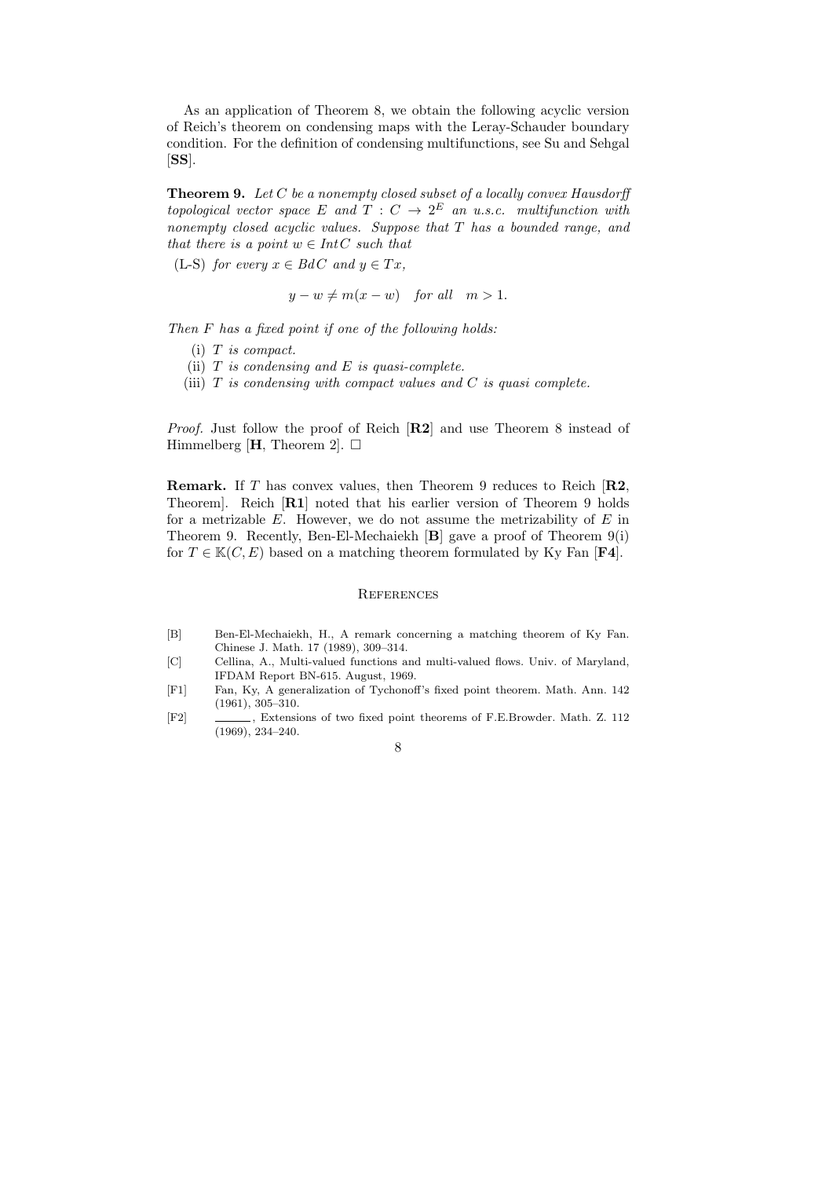As an application of Theorem 8, we obtain the following acyclic version of Reich's theorem on condensing maps with the Leray-Schauder boundary condition. For the definition of condensing multifunctions, see Su and Sehgal [**SS**].

**Theorem 9.** *Let $C$ be a nonempty closed subset of a locally convex Hausdorff topological vector space $E$ and $T : C \to 2^E$ an u.s.c. multifunction with nonempty closed acyclic values. Suppose that $T$ has a bounded range, and that there is a point $w \in Int C$ such that*

(L-S) *for every $x \in Bd C$ and $y \in Tx$,*

$$y - w \neq m(x - w) \quad \textit{for all} \quad m > 1.$$

*Then $F$ has a fixed point if one of the following holds:*

- (i) *$T$ is compact.*
- (ii) *$T$ is condensing and $E$ is quasi-complete.*
- (iii) *$T$ is condensing with compact values and $C$ is quasi complete.*

*Proof.* Just follow the proof of Reich [**R2**] and use Theorem 8 instead of Himmelberg [**H**, Theorem 2]. □

**Remark.** If $T$ has convex values, then Theorem 9 reduces to Reich [**R2**, Theorem]. Reich [**R1**] noted that his earlier version of Theorem 9 holds for a metrizable $E$. However, we do not assume the metrizability of $E$ in Theorem 9. Recently, Ben-El-Mechaiekh [**B**] gave a proof of Theorem 9(i) for $T \in \mathbb{K}(C, E)$ based on a matching theorem formulated by Ky Fan [**F4**].

## References

[B] Ben-El-Mechaiekh, H., A remark concerning a matching theorem of Ky Fan. Chinese J. Math. 17 (1989), 309–314.

[C] Cellina, A., Multi-valued functions and multi-valued flows. Univ. of Maryland, IFDAM Report BN-615. August, 1969.

[F1] Fan, Ky, A generalization of Tychonoff's fixed point theorem. Math. Ann. 142 (1961), 305–310.

[F2] ______, Extensions of two fixed point theorems of F.E.Browder. Math. Z. 112 (1969), 234–240.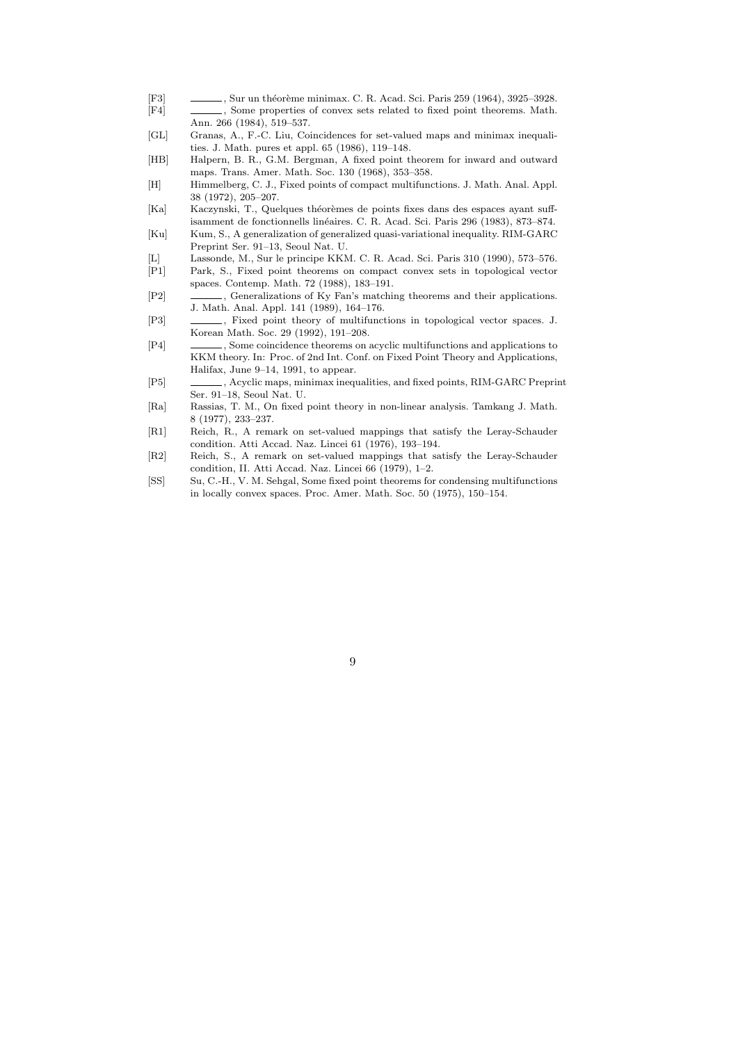[F3] ———, Sur un théorème minimax. C. R. Acad. Sci. Paris 259 (1964), 3925–3928.

[F4] ———, Some properties of convex sets related to fixed point theorems. Math. Ann. 266 (1984), 519–537.

[GL] Granas, A., F.-C. Liu, Coincidences for set-valued maps and minimax inequalities. J. Math. pures et appl. 65 (1986), 119–148.

[HB] Halpern, B. R., G.M. Bergman, A fixed point theorem for inward and outward maps. Trans. Amer. Math. Soc. 130 (1968), 353–358.

[H] Himmelberg, C. J., Fixed points of compact multifunctions. J. Math. Anal. Appl. 38 (1972), 205–207.

[Ka] Kaczynski, T., Quelques théorèmes de points fixes dans des espaces ayant suffisamment de fonctionnells linéaires. C. R. Acad. Sci. Paris 296 (1983), 873–874.

[Ku] Kum, S., A generalization of generalized quasi-variational inequality. RIM-GARC Preprint Ser. 91–13, Seoul Nat. U.

[L] Lassonde, M., Sur le principe KKM. C. R. Acad. Sci. Paris 310 (1990), 573–576.

[P1] Park, S., Fixed point theorems on compact convex sets in topological vector spaces. Contemp. Math. 72 (1988), 183–191.

[P2] ———, Generalizations of Ky Fan's matching theorems and their applications. J. Math. Anal. Appl. 141 (1989), 164–176.

[P3] ———, Fixed point theory of multifunctions in topological vector spaces. J. Korean Math. Soc. 29 (1992), 191–208.

[P4] ———, Some coincidence theorems on acyclic multifunctions and applications to KKM theory. In: Proc. of 2nd Int. Conf. on Fixed Point Theory and Applications, Halifax, June 9–14, 1991, to appear.

[P5] ———, Acyclic maps, minimax inequalities, and fixed points, RIM-GARC Preprint Ser. 91–18, Seoul Nat. U.

[Ra] Rassias, T. M., On fixed point theory in non-linear analysis. Tamkang J. Math. 8 (1977), 233–237.

[R1] Reich, R., A remark on set-valued mappings that satisfy the Leray-Schauder condition. Atti Accad. Naz. Lincei 61 (1976), 193–194.

[R2] Reich, S., A remark on set-valued mappings that satisfy the Leray-Schauder condition, II. Atti Accad. Naz. Lincei 66 (1979), 1–2.

[SS] Su, C.-H., V. M. Sehgal, Some fixed point theorems for condensing multifunctions in locally convex spaces. Proc. Amer. Math. Soc. 50 (1975), 150–154.